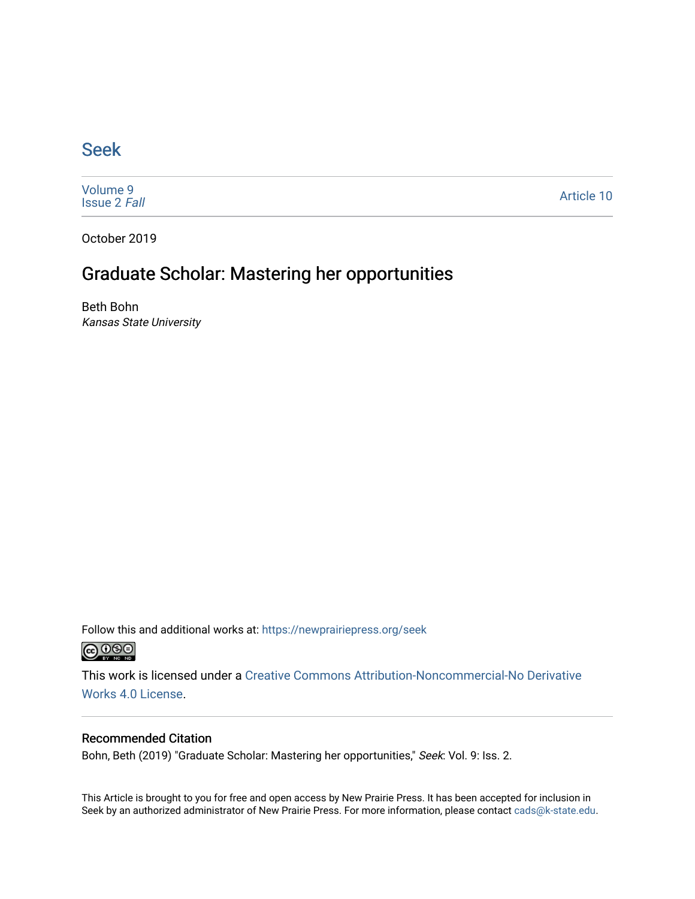# Seek

Volume 9
Issue 2 *Fall*

Article 10

October 2019

## Graduate Scholar: Mastering her opportunities

Beth Bohn
*Kansas State University*

Follow this and additional works at: https://newprairiepress.org/seek

This work is licensed under a Creative Commons Attribution-Noncommercial-No Derivative Works 4.0 License.

### Recommended Citation

Bohn, Beth (2019) "Graduate Scholar: Mastering her opportunities," *Seek*: Vol. 9: Iss. 2.

This Article is brought to you for free and open access by New Prairie Press. It has been accepted for inclusion in Seek by an authorized administrator of New Prairie Press. For more information, please contact cads@k-state.edu.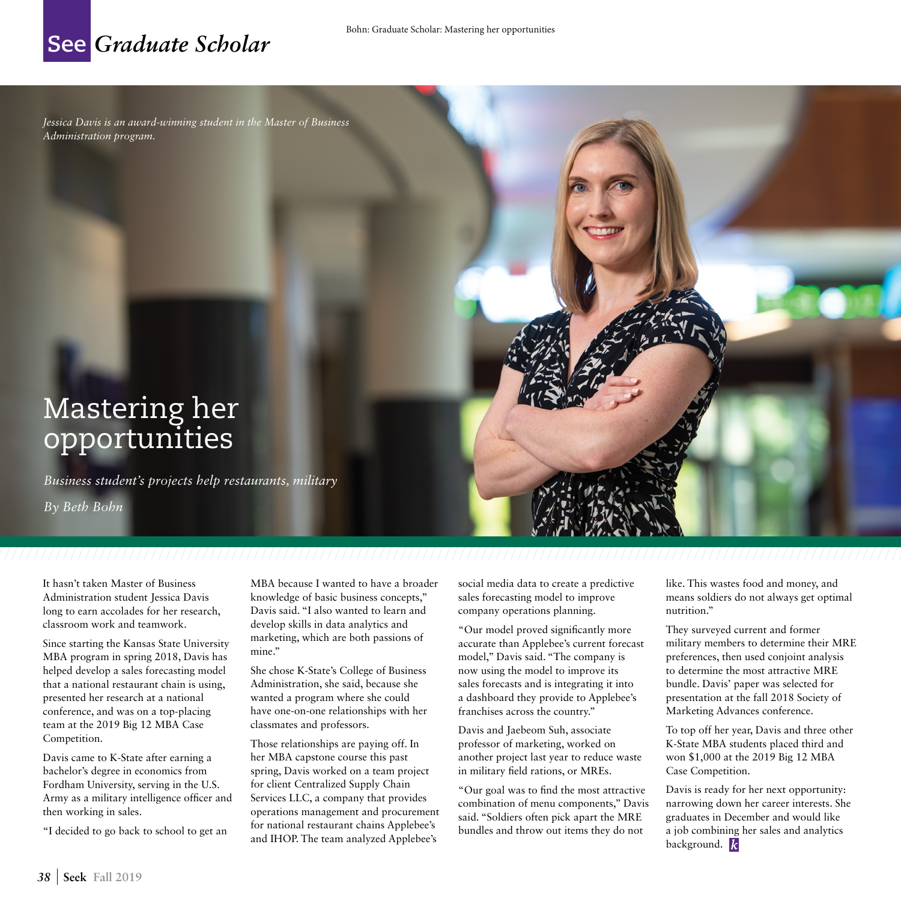# Mastering her opportunities

*Business student's projects help restaurants, military*

*By Beth Bohn*

*Jessica Davis is an award-winning student in the Master of Business Administration program.*

It hasn't taken Master of Business Administration student Jessica Davis long to earn accolades for her research, classroom work and teamwork.

Since starting the Kansas State University MBA program in spring 2018, Davis has helped develop a sales forecasting model that a national restaurant chain is using, presented her research at a national conference, and was on a top-placing team at the 2019 Big 12 MBA Case Competition.

Davis came to K-State after earning a bachelor's degree in economics from Fordham University, serving in the U.S. Army as a military intelligence officer and then working in sales.

"I decided to go back to school to get an MBA because I wanted to have a broader knowledge of basic business concepts," Davis said. "I also wanted to learn and develop skills in data analytics and marketing, which are both passions of mine."

She chose K-State's College of Business Administration, she said, because she wanted a program where she could have one-on-one relationships with her classmates and professors.

Those relationships are paying off. In her MBA capstone course this past spring, Davis worked on a team project for client Centralized Supply Chain Services LLC, a company that provides operations management and procurement for national restaurant chains Applebee's and IHOP. The team analyzed Applebee's social media data to create a predictive sales forecasting model to improve company operations planning.

"Our model proved significantly more accurate than Applebee's current forecast model," Davis said. "The company is now using the model to improve its sales forecasts and is integrating it into a dashboard they provide to Applebee's franchises across the country."

Davis and Jaebeom Suh, associate professor of marketing, worked on another project last year to reduce waste in military field rations, or MREs.

"Our goal was to find the most attractive combination of menu components," Davis said. "Soldiers often pick apart the MRE bundles and throw out items they do not like. This wastes food and money, and means soldiers do not always get optimal nutrition."

They surveyed current and former military members to determine their MRE preferences, then used conjoint analysis to determine the most attractive MRE bundle. Davis' paper was selected for presentation at the fall 2018 Society of Marketing Advances conference.

To top off her year, Davis and three other K-State MBA students placed third and won $1,000 at the 2019 Big 12 MBA Case Competition.

Davis is ready for her next opportunity: narrowing down her career interests. She graduates in December and would like a job combining her sales and analytics background.